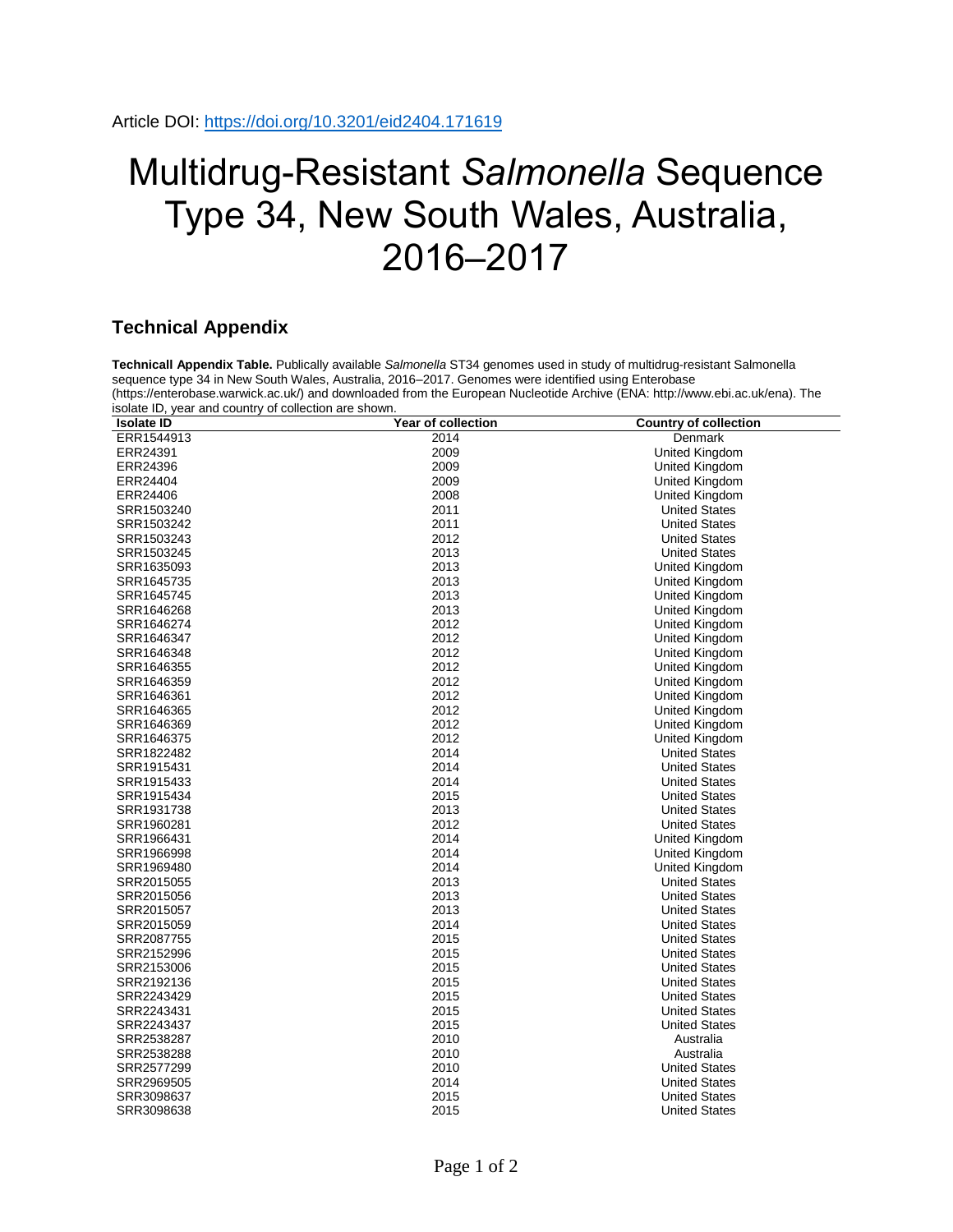Article DOI: https://doi.org/10.3201/eid2404.171619

# Multidrug-Resistant *Salmonella* Sequence Type 34, New South Wales, Australia, 2016–2017

## Technical Appendix

**Technicall Appendix Table.** Publically available *Salmonella* ST34 genomes used in study of multidrug-resistant Salmonella sequence type 34 in New South Wales, Australia, 2016–2017. Genomes were identified using Enterobase (https://enterobase.warwick.ac.uk/) and downloaded from the European Nucleotide Archive (ENA: http://www.ebi.ac.uk/ena). The isolate ID, year and country of collection are shown.

| Isolate ID | Year of collection | Country of collection |
|---|---|---|
| ERR1544913 | 2014 | Denmark |
| ERR24391 | 2009 | United Kingdom |
| ERR24396 | 2009 | United Kingdom |
| ERR24404 | 2009 | United Kingdom |
| ERR24406 | 2008 | United Kingdom |
| SRR1503240 | 2011 | United States |
| SRR1503242 | 2011 | United States |
| SRR1503243 | 2012 | United States |
| SRR1503245 | 2013 | United States |
| SRR1635093 | 2013 | United Kingdom |
| SRR1645735 | 2013 | United Kingdom |
| SRR1645745 | 2013 | United Kingdom |
| SRR1646268 | 2013 | United Kingdom |
| SRR1646274 | 2012 | United Kingdom |
| SRR1646347 | 2012 | United Kingdom |
| SRR1646348 | 2012 | United Kingdom |
| SRR1646355 | 2012 | United Kingdom |
| SRR1646359 | 2012 | United Kingdom |
| SRR1646361 | 2012 | United Kingdom |
| SRR1646365 | 2012 | United Kingdom |
| SRR1646369 | 2012 | United Kingdom |
| SRR1646375 | 2012 | United Kingdom |
| SRR1822482 | 2014 | United States |
| SRR1915431 | 2014 | United States |
| SRR1915433 | 2014 | United States |
| SRR1915434 | 2015 | United States |
| SRR1931738 | 2013 | United States |
| SRR1960281 | 2012 | United States |
| SRR1966431 | 2014 | United Kingdom |
| SRR1966998 | 2014 | United Kingdom |
| SRR1969480 | 2014 | United Kingdom |
| SRR2015055 | 2013 | United States |
| SRR2015056 | 2013 | United States |
| SRR2015057 | 2013 | United States |
| SRR2015059 | 2014 | United States |
| SRR2087755 | 2015 | United States |
| SRR2152996 | 2015 | United States |
| SRR2153006 | 2015 | United States |
| SRR2192136 | 2015 | United States |
| SRR2243429 | 2015 | United States |
| SRR2243431 | 2015 | United States |
| SRR2243437 | 2015 | United States |
| SRR2538287 | 2010 | Australia |
| SRR2538288 | 2010 | Australia |
| SRR2577299 | 2010 | United States |
| SRR2969505 | 2014 | United States |
| SRR3098637 | 2015 | United States |
| SRR3098638 | 2015 | United States |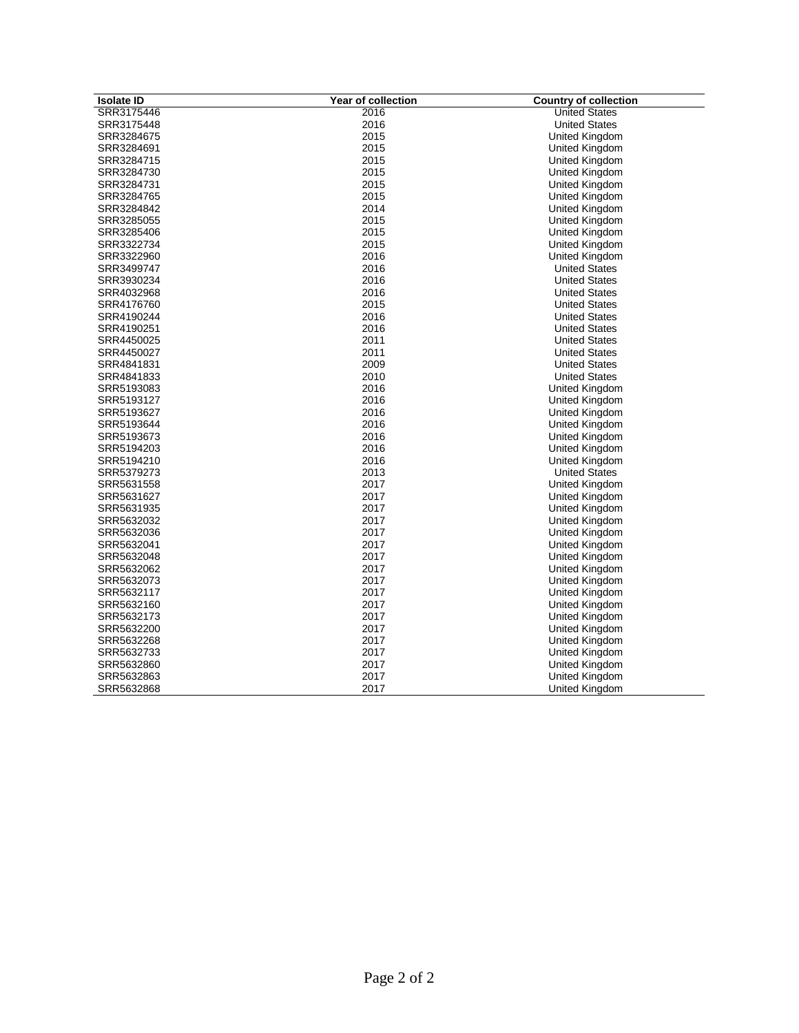| Isolate ID | Year of collection | Country of collection |
|---|---|---|
| SRR3175446 | 2016 | United States |
| SRR3175448 | 2016 | United States |
| SRR3284675 | 2015 | United Kingdom |
| SRR3284691 | 2015 | United Kingdom |
| SRR3284715 | 2015 | United Kingdom |
| SRR3284730 | 2015 | United Kingdom |
| SRR3284731 | 2015 | United Kingdom |
| SRR3284765 | 2015 | United Kingdom |
| SRR3284842 | 2014 | United Kingdom |
| SRR3285055 | 2015 | United Kingdom |
| SRR3285406 | 2015 | United Kingdom |
| SRR3322734 | 2015 | United Kingdom |
| SRR3322960 | 2016 | United Kingdom |
| SRR3499747 | 2016 | United States |
| SRR3930234 | 2016 | United States |
| SRR4032968 | 2016 | United States |
| SRR4176760 | 2015 | United States |
| SRR4190244 | 2016 | United States |
| SRR4190251 | 2016 | United States |
| SRR4450025 | 2011 | United States |
| SRR4450027 | 2011 | United States |
| SRR4841831 | 2009 | United States |
| SRR4841833 | 2010 | United States |
| SRR5193083 | 2016 | United Kingdom |
| SRR5193127 | 2016 | United Kingdom |
| SRR5193627 | 2016 | United Kingdom |
| SRR5193644 | 2016 | United Kingdom |
| SRR5193673 | 2016 | United Kingdom |
| SRR5194203 | 2016 | United Kingdom |
| SRR5194210 | 2016 | United Kingdom |
| SRR5379273 | 2013 | United States |
| SRR5631558 | 2017 | United Kingdom |
| SRR5631627 | 2017 | United Kingdom |
| SRR5631935 | 2017 | United Kingdom |
| SRR5632032 | 2017 | United Kingdom |
| SRR5632036 | 2017 | United Kingdom |
| SRR5632041 | 2017 | United Kingdom |
| SRR5632048 | 2017 | United Kingdom |
| SRR5632062 | 2017 | United Kingdom |
| SRR5632073 | 2017 | United Kingdom |
| SRR5632117 | 2017 | United Kingdom |
| SRR5632160 | 2017 | United Kingdom |
| SRR5632173 | 2017 | United Kingdom |
| SRR5632200 | 2017 | United Kingdom |
| SRR5632268 | 2017 | United Kingdom |
| SRR5632733 | 2017 | United Kingdom |
| SRR5632860 | 2017 | United Kingdom |
| SRR5632863 | 2017 | United Kingdom |
| SRR5632868 | 2017 | United Kingdom |